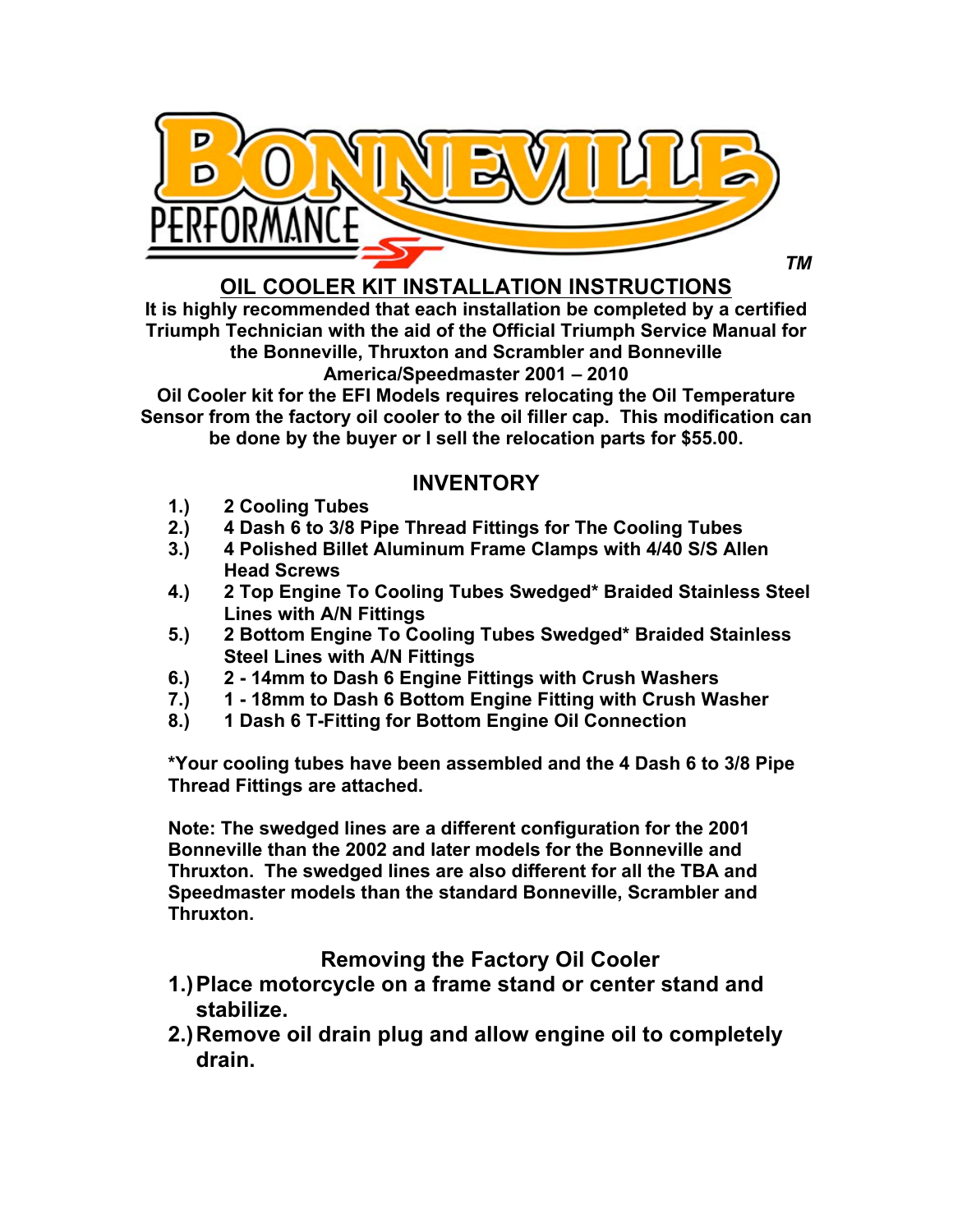BONNEVILLE PERFORMANCE ™

# OIL COOLER KIT INSTALLATION INSTRUCTIONS

**It is highly recommended that each installation be completed by a certified Triumph Technician with the aid of the Official Triumph Service Manual for the Bonneville, Thruxton and Scrambler and Bonneville America/Speedmaster 2001 – 2010**

**Oil Cooler kit for the EFI Models requires relocating the Oil Temperature Sensor from the factory oil cooler to the oil filler cap. This modification can be done by the buyer or I sell the relocation parts for $55.00.**

## INVENTORY

1.) **2 Cooling Tubes**
2.) **4 Dash 6 to 3/8 Pipe Thread Fittings for The Cooling Tubes**
3.) **4 Polished Billet Aluminum Frame Clamps with 4/40 S/S Allen Head Screws**
4.) **2 Top Engine To Cooling Tubes Swedged* Braided Stainless Steel Lines with A/N Fittings**
5.) **2 Bottom Engine To Cooling Tubes Swedged* Braided Stainless Steel Lines with A/N Fittings**
6.) **2 - 14mm to Dash 6 Engine Fittings with Crush Washers**
7.) **1 - 18mm to Dash 6 Bottom Engine Fitting with Crush Washer**
8.) **1 Dash 6 T-Fitting for Bottom Engine Oil Connection**

**\*Your cooling tubes have been assembled and the 4 Dash 6 to 3/8 Pipe Thread Fittings are attached.**

**Note: The swedged lines are a different configuration for the 2001 Bonneville than the 2002 and later models for the Bonneville and Thruxton. The swedged lines are also different for all the TBA and Speedmaster models than the standard Bonneville, Scrambler and Thruxton.**

## Removing the Factory Oil Cooler

1.) **Place motorcycle on a frame stand or center stand and stabilize.**
2.) **Remove oil drain plug and allow engine oil to completely drain.**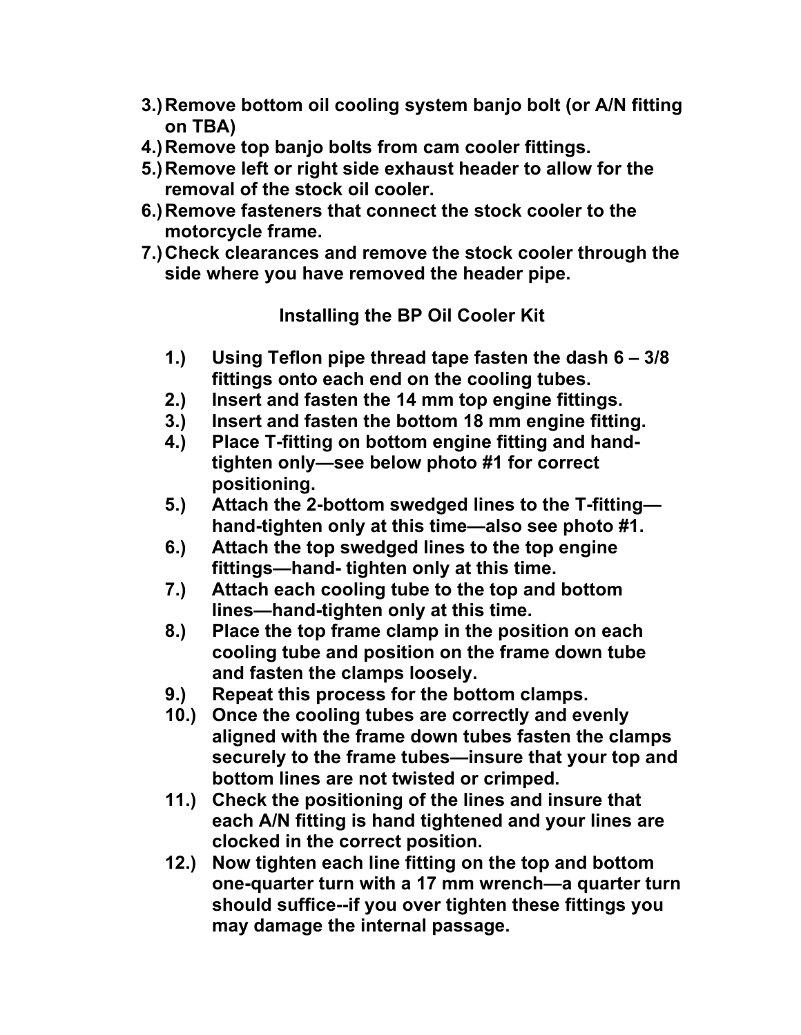3.) Remove bottom oil cooling system banjo bolt (or A/N fitting on TBA)
4.) Remove top banjo bolts from cam cooler fittings.
5.) Remove left or right side exhaust header to allow for the removal of the stock oil cooler.
6.) Remove fasteners that connect the stock cooler to the motorcycle frame.
7.) Check clearances and remove the stock cooler through the side where you have removed the header pipe.

**Installing the BP Oil Cooler Kit**

1.) Using Teflon pipe thread tape fasten the dash 6 – 3/8 fittings onto each end on the cooling tubes.
2.) Insert and fasten the 14 mm top engine fittings.
3.) Insert and fasten the bottom 18 mm engine fitting.
4.) Place T-fitting on bottom engine fitting and hand-tighten only—see below photo #1 for correct positioning.
5.) Attach the 2-bottom swedged lines to the T-fitting—hand-tighten only at this time—also see photo #1.
6.) Attach the top swedged lines to the top engine fittings—hand- tighten only at this time.
7.) Attach each cooling tube to the top and bottom lines—hand-tighten only at this time.
8.) Place the top frame clamp in the position on each cooling tube and position on the frame down tube and fasten the clamps loosely.
9.) Repeat this process for the bottom clamps.
10.) Once the cooling tubes are correctly and evenly aligned with the frame down tubes fasten the clamps securely to the frame tubes—insure that your top and bottom lines are not twisted or crimped.
11.) Check the positioning of the lines and insure that each A/N fitting is hand tightened and your lines are clocked in the correct position.
12.) Now tighten each line fitting on the top and bottom one-quarter turn with a 17 mm wrench—a quarter turn should suffice--if you over tighten these fittings you may damage the internal passage.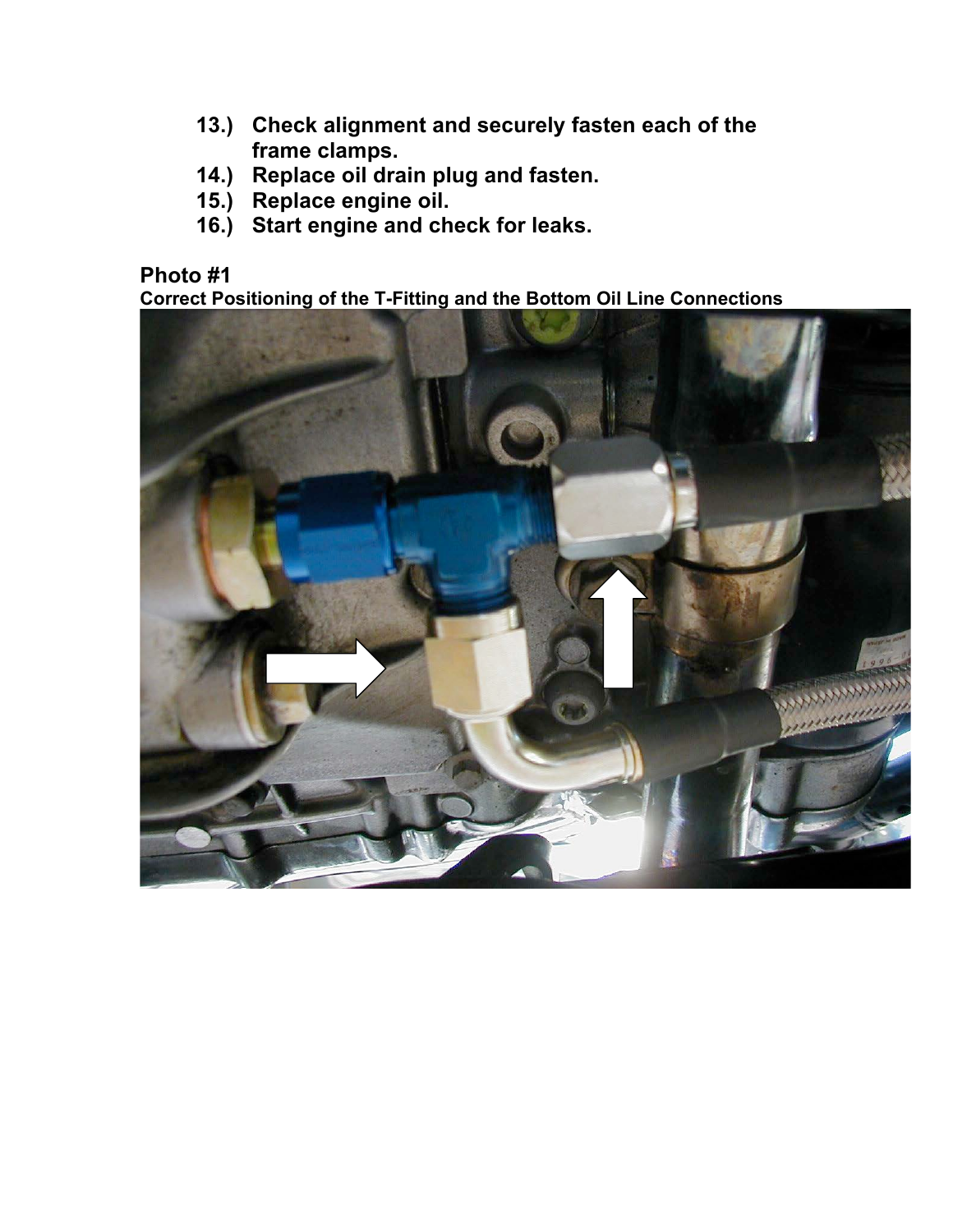13.) **Check alignment and securely fasten each of the frame clamps.**
14.) **Replace oil drain plug and fasten.**
15.) **Replace engine oil.**
16.) **Start engine and check for leaks.**

## Photo #1

**Correct Positioning of the T-Fitting and the Bottom Oil Line Connections**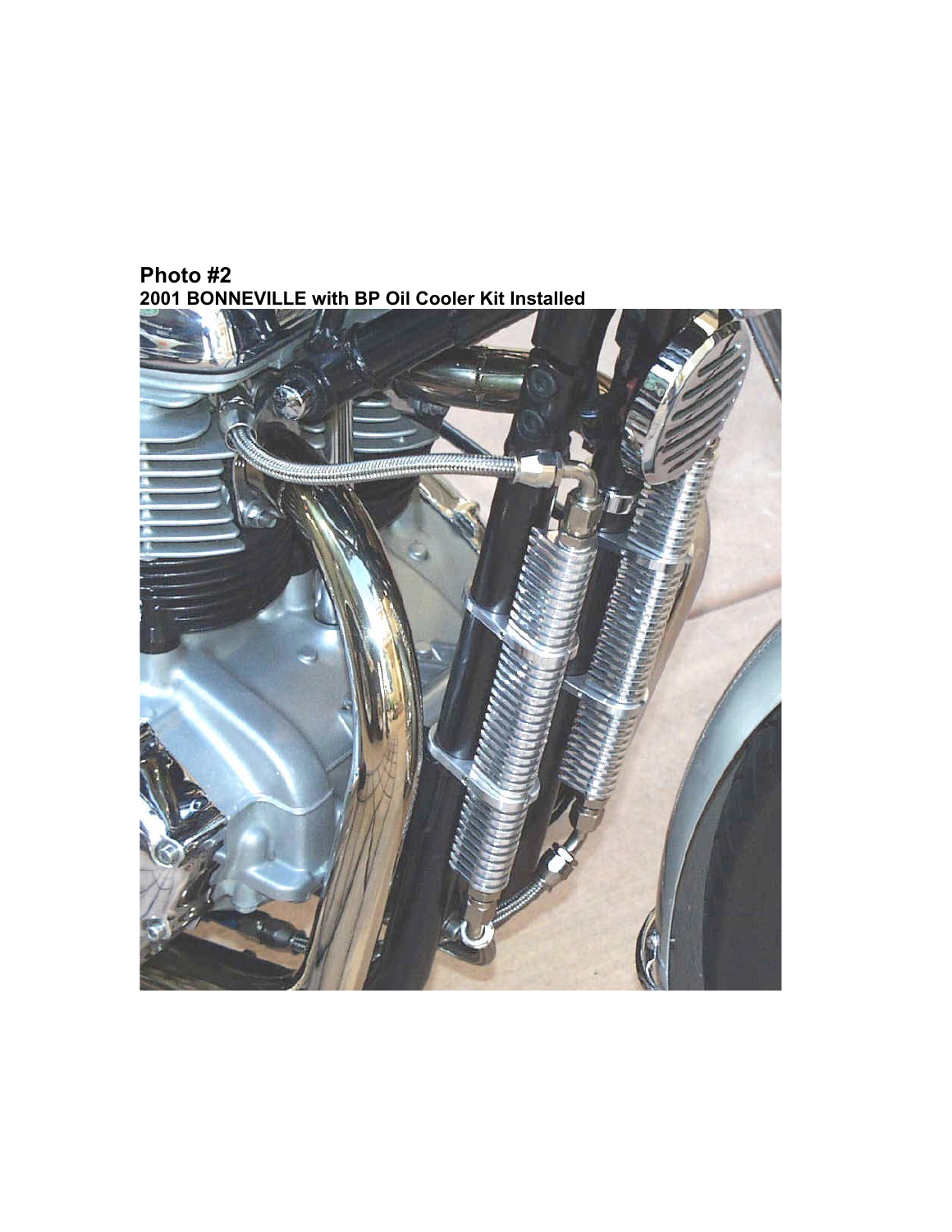**Photo #2**
**2001 BONNEVILLE with BP Oil Cooler Kit Installed**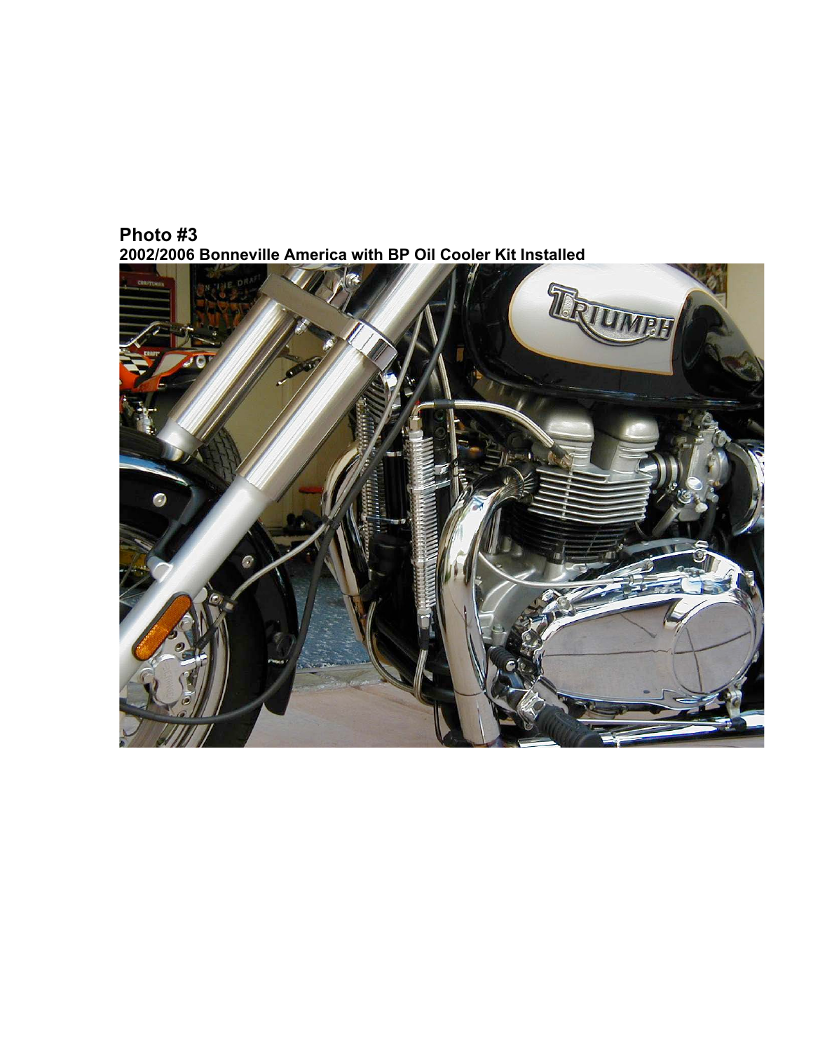**Photo #3**
**2002/2006 Bonneville America with BP Oil Cooler Kit Installed**